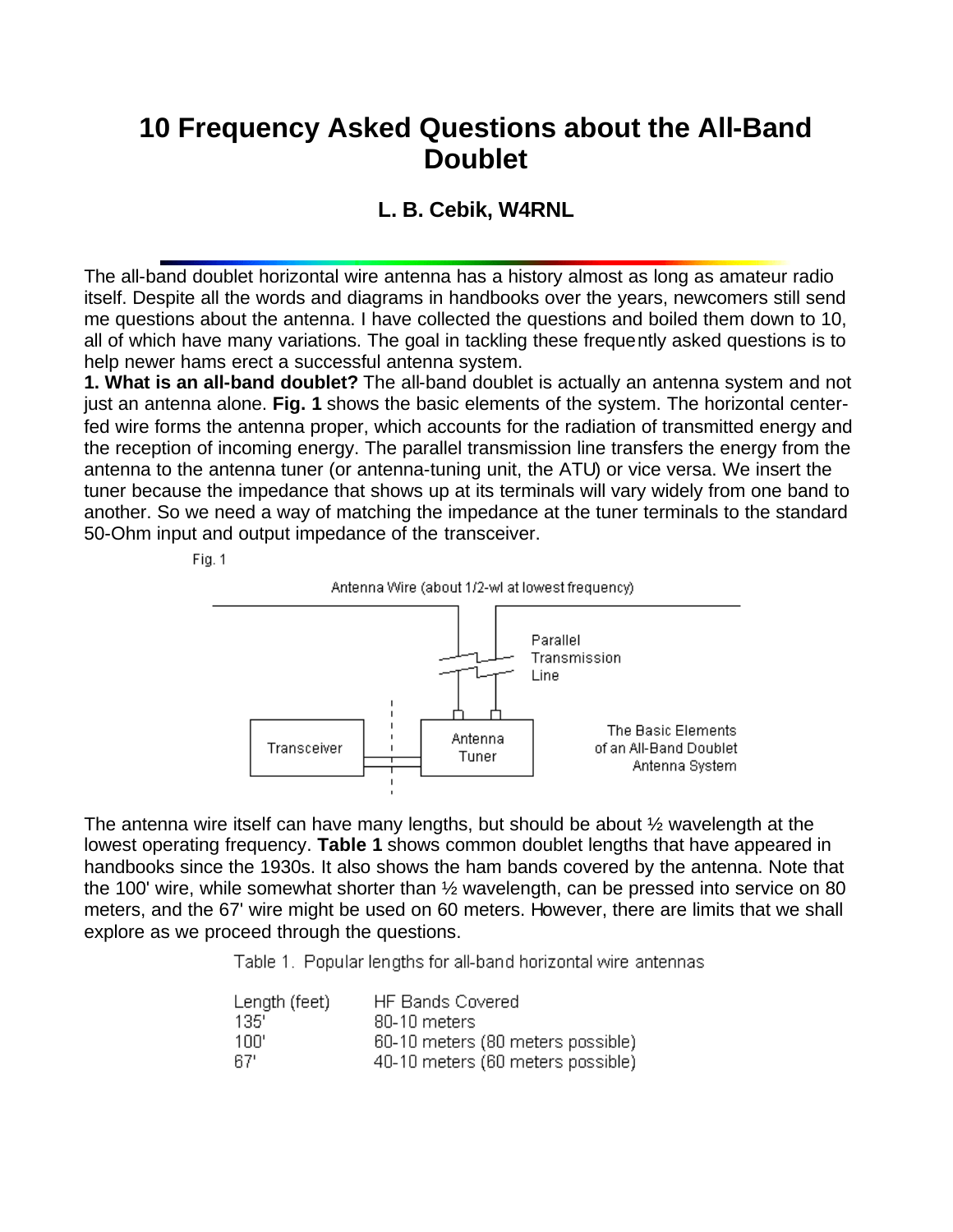# 10 Frequency Asked Questions about the All-Band Doublet

### L. B. Cebik, W4RNL

The all-band doublet horizontal wire antenna has a history almost as long as amateur radio itself. Despite all the words and diagrams in handbooks over the years, newcomers still send me questions about the antenna. I have collected the questions and boiled them down to 10, all of which have many variations. The goal in tackling these frequently asked questions is to help newer hams erect a successful antenna system.

**1. What is an all-band doublet?** The all-band doublet is actually an antenna system and not just an antenna alone. **Fig. 1** shows the basic elements of the system. The horizontal center-fed wire forms the antenna proper, which accounts for the radiation of transmitted energy and the reception of incoming energy. The parallel transmission line transfers the energy from the antenna to the antenna tuner (or antenna-tuning unit, the ATU) or vice versa. We insert the tuner because the impedance that shows up at its terminals will vary widely from one band to another. So we need a way of matching the impedance at the tuner terminals to the standard 50-Ohm input and output impedance of the transceiver.

Fig. 1

Antenna Wire (about 1/2-wl at lowest frequency)

Parallel Transmission Line

Transceiver

Antenna Tuner

The Basic Elements of an All-Band Doublet Antenna System

The antenna wire itself can have many lengths, but should be about ½ wavelength at the lowest operating frequency. **Table 1** shows common doublet lengths that have appeared in handbooks since the 1930s. It also shows the ham bands covered by the antenna. Note that the 100' wire, while somewhat shorter than ½ wavelength, can be pressed into service on 80 meters, and the 67' wire might be used on 60 meters. However, there are limits that we shall explore as we proceed through the questions.

Table 1. Popular lengths for all-band horizontal wire antennas

| Length (feet) | HF Bands Covered |
|---|---|
| 135' | 80-10 meters |
| 100' | 60-10 meters (80 meters possible) |
| 67' | 40-10 meters (60 meters possible) |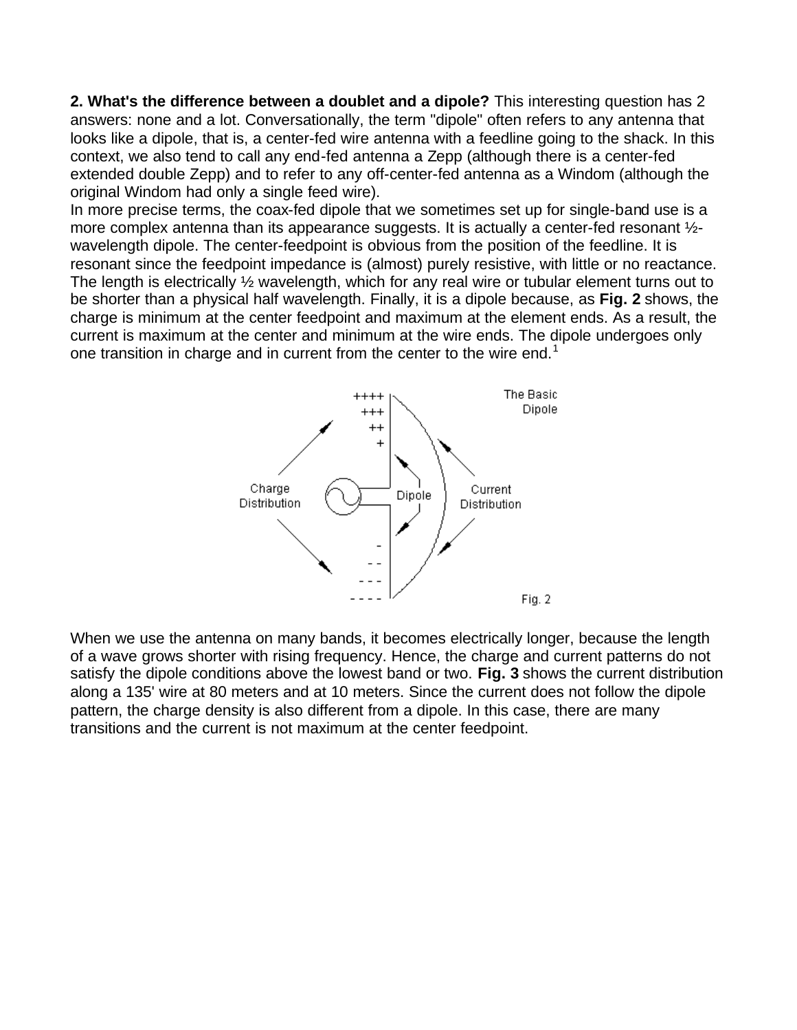**2. What's the difference between a doublet and a dipole?** This interesting question has 2 answers: none and a lot. Conversationally, the term "dipole" often refers to any antenna that looks like a dipole, that is, a center-fed wire antenna with a feedline going to the shack. In this context, we also tend to call any end-fed antenna a Zepp (although there is a center-fed extended double Zepp) and to refer to any off-center-fed antenna as a Windom (although the original Windom had only a single feed wire).

In more precise terms, the coax-fed dipole that we sometimes set up for single-band use is a more complex antenna than its appearance suggests. It is actually a center-fed resonant ½-wavelength dipole. The center-feedpoint is obvious from the position of the feedline. It is resonant since the feedpoint impedance is (almost) purely resistive, with little or no reactance. The length is electrically ½ wavelength, which for any real wire or tubular element turns out to be shorter than a physical half wavelength. Finally, it is a dipole because, as **Fig. 2** shows, the charge is minimum at the center feedpoint and maximum at the element ends. As a result, the current is maximum at the center and minimum at the wire ends. The dipole undergoes only one transition in charge and in current from the center to the wire end.[1]

Fig. 2

When we use the antenna on many bands, it becomes electrically longer, because the length of a wave grows shorter with rising frequency. Hence, the charge and current patterns do not satisfy the dipole conditions above the lowest band or two. **Fig. 3** shows the current distribution along a 135' wire at 80 meters and at 10 meters. Since the current does not follow the dipole pattern, the charge density is also different from a dipole. In this case, there are many transitions and the current is not maximum at the center feedpoint.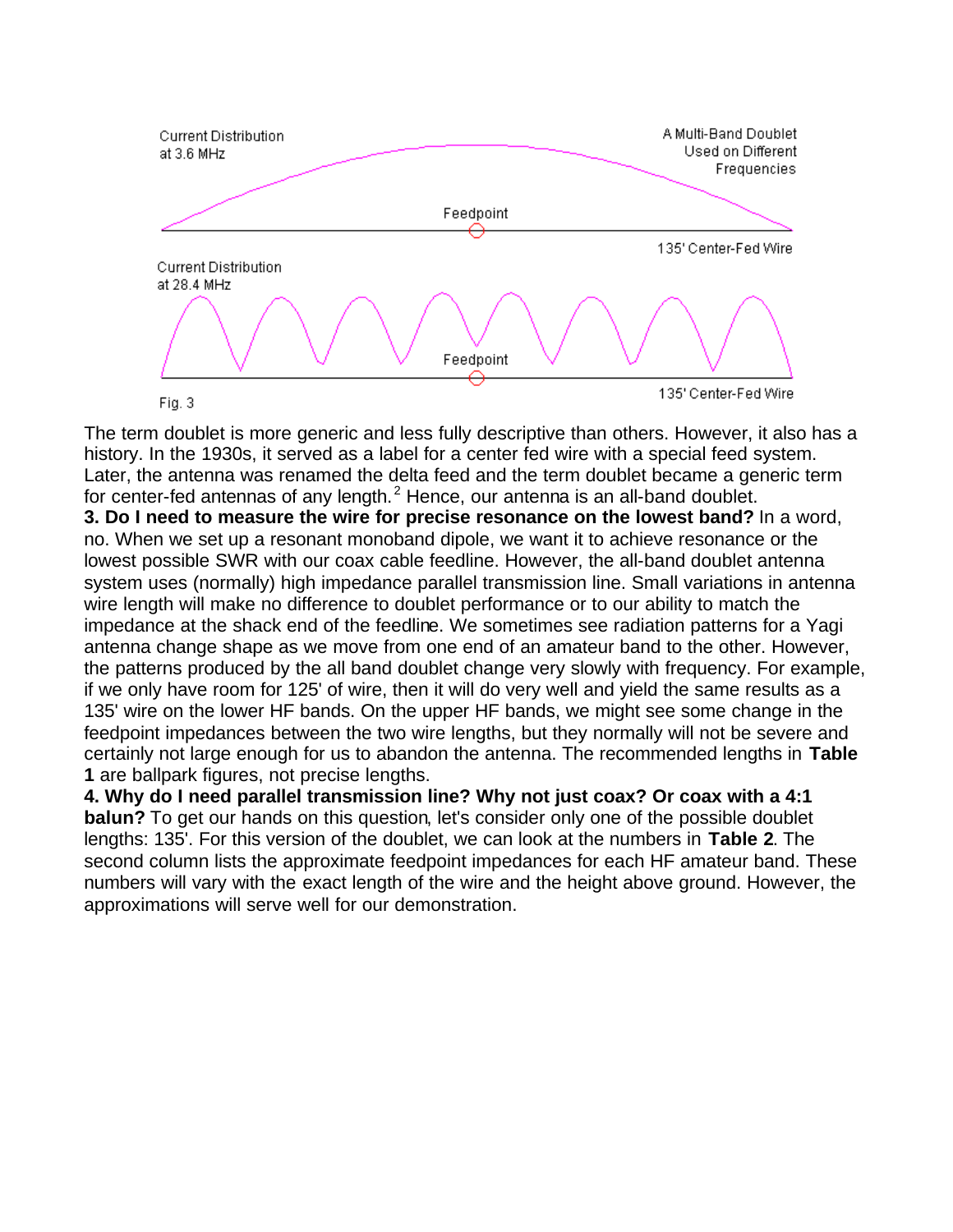Fig. 3

The term doublet is more generic and less fully descriptive than others. However, it also has a history. In the 1930s, it served as a label for a center fed wire with a special feed system. Later, the antenna was renamed the delta feed and the term doublet became a generic term for center-fed antennas of any length.[2] Hence, our antenna is an all-band doublet.

**3. Do I need to measure the wire for precise resonance on the lowest band?** In a word, no. When we set up a resonant monoband dipole, we want it to achieve resonance or the lowest possible SWR with our coax cable feedline. However, the all-band doublet antenna system uses (normally) high impedance parallel transmission line. Small variations in antenna wire length will make no difference to doublet performance or to our ability to match the impedance at the shack end of the feedline. We sometimes see radiation patterns for a Yagi antenna change shape as we move from one end of an amateur band to the other. However, the patterns produced by the all band doublet change very slowly with frequency. For example, if we only have room for 125' of wire, then it will do very well and yield the same results as a 135' wire on the lower HF bands. On the upper HF bands, we might see some change in the feedpoint impedances between the two wire lengths, but they normally will not be severe and certainly not large enough for us to abandon the antenna. The recommended lengths in **Table 1** are ballpark figures, not precise lengths.

**4. Why do I need parallel transmission line? Why not just coax? Or coax with a 4:1 balun?** To get our hands on this question, let's consider only one of the possible doublet lengths: 135'. For this version of the doublet, we can look at the numbers in **Table 2**. The second column lists the approximate feedpoint impedances for each HF amateur band. These numbers will vary with the exact length of the wire and the height above ground. However, the approximations will serve well for our demonstration.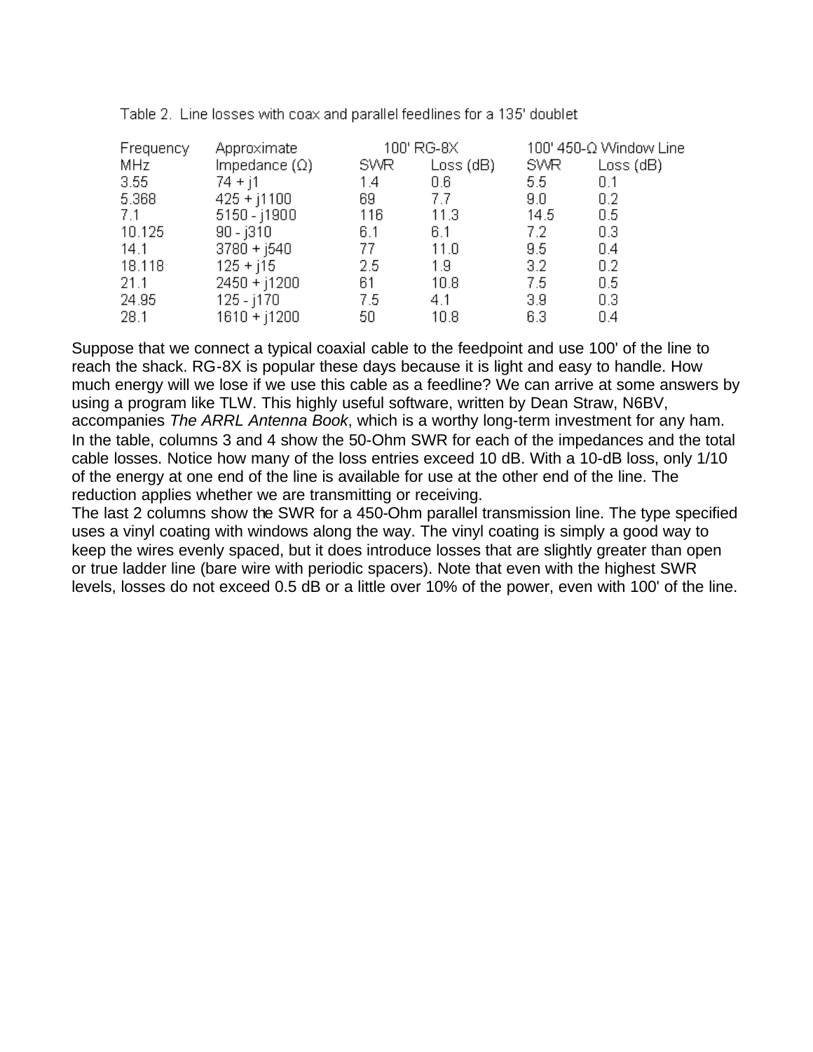Table 2. Line losses with coax and parallel feedlines for a 135' doublet

| Frequency | Approximate | 100' RG-8X | | 100' 450-Ω Window Line | |
|---|---|---|---|---|---|
| MHz | Impedance (Ω) | SWR | Loss (dB) | SWR | Loss (dB) |
| 3.55 | 74 + j1 | 1.4 | 0.6 | 5.5 | 0.1 |
| 5.368 | 425 + j1100 | 69 | 7.7 | 9.0 | 0.2 |
| 7.1 | 5150 - j1900 | 116 | 11.3 | 14.5 | 0.5 |
| 10.125 | 90 - j310 | 6.1 | 6.1 | 7.2 | 0.3 |
| 14.1 | 3780 + j540 | 77 | 11.0 | 9.5 | 0.4 |
| 18.118 | 125 + j15 | 2.5 | 1.9 | 3.2 | 0.2 |
| 21.1 | 2450 + j1200 | 61 | 10.8 | 7.5 | 0.5 |
| 24.95 | 125 - j170 | 7.5 | 4.1 | 3.9 | 0.3 |
| 28.1 | 1610 + j1200 | 50 | 10.8 | 6.3 | 0.4 |

Suppose that we connect a typical coaxial cable to the feedpoint and use 100' of the line to reach the shack. RG-8X is popular these days because it is light and easy to handle. How much energy will we lose if we use this cable as a feedline? We can arrive at some answers by using a program like TLW. This highly useful software, written by Dean Straw, N6BV, accompanies *The ARRL Antenna Book*, which is a worthy long-term investment for any ham. In the table, columns 3 and 4 show the 50-Ohm SWR for each of the impedances and the total cable losses. Notice how many of the loss entries exceed 10 dB. With a 10-dB loss, only 1/10 of the energy at one end of the line is available for use at the other end of the line. The reduction applies whether we are transmitting or receiving.

The last 2 columns show the SWR for a 450-Ohm parallel transmission line. The type specified uses a vinyl coating with windows along the way. The vinyl coating is simply a good way to keep the wires evenly spaced, but it does introduce losses that are slightly greater than open or true ladder line (bare wire with periodic spacers). Note that even with the highest SWR levels, losses do not exceed 0.5 dB or a little over 10% of the power, even with 100' of the line.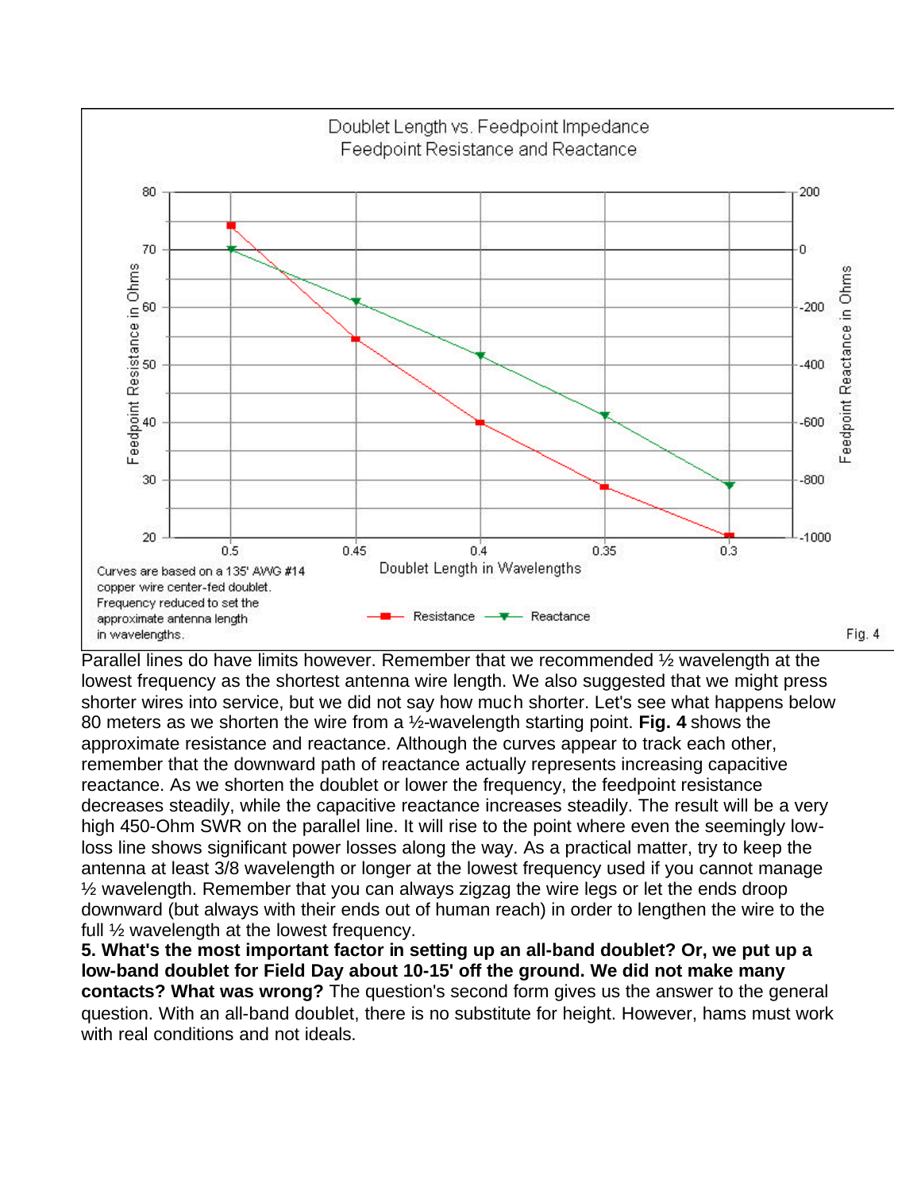Doublet Length vs. Feedpoint Impedance
Feedpoint Resistance and Reactance

Curves are based on a 135' AWG #14 copper wire center-fed doublet. Frequency reduced to set the approximate antenna length in wavelengths.

Fig. 4

Parallel lines do have limits however. Remember that we recommended ½ wavelength at the lowest frequency as the shortest antenna wire length. We also suggested that we might press shorter wires into service, but we did not say how much shorter. Let's see what happens below 80 meters as we shorten the wire from a ½-wavelength starting point. **Fig. 4** shows the approximate resistance and reactance. Although the curves appear to track each other, remember that the downward path of reactance actually represents increasing capacitive reactance. As we shorten the doublet or lower the frequency, the feedpoint resistance decreases steadily, while the capacitive reactance increases steadily. The result will be a very high 450-Ohm SWR on the parallel line. It will rise to the point where even the seemingly low-loss line shows significant power losses along the way. As a practical matter, try to keep the antenna at least 3/8 wavelength or longer at the lowest frequency used if you cannot manage ½ wavelength. Remember that you can always zigzag the wire legs or let the ends droop downward (but always with their ends out of human reach) in order to lengthen the wire to the full ½ wavelength at the lowest frequency.

**5. What's the most important factor in setting up an all-band doublet? Or, we put up a low-band doublet for Field Day about 10-15' off the ground. We did not make many contacts? What was wrong?** The question's second form gives us the answer to the general question. With an all-band doublet, there is no substitute for height. However, hams must work with real conditions and not ideals.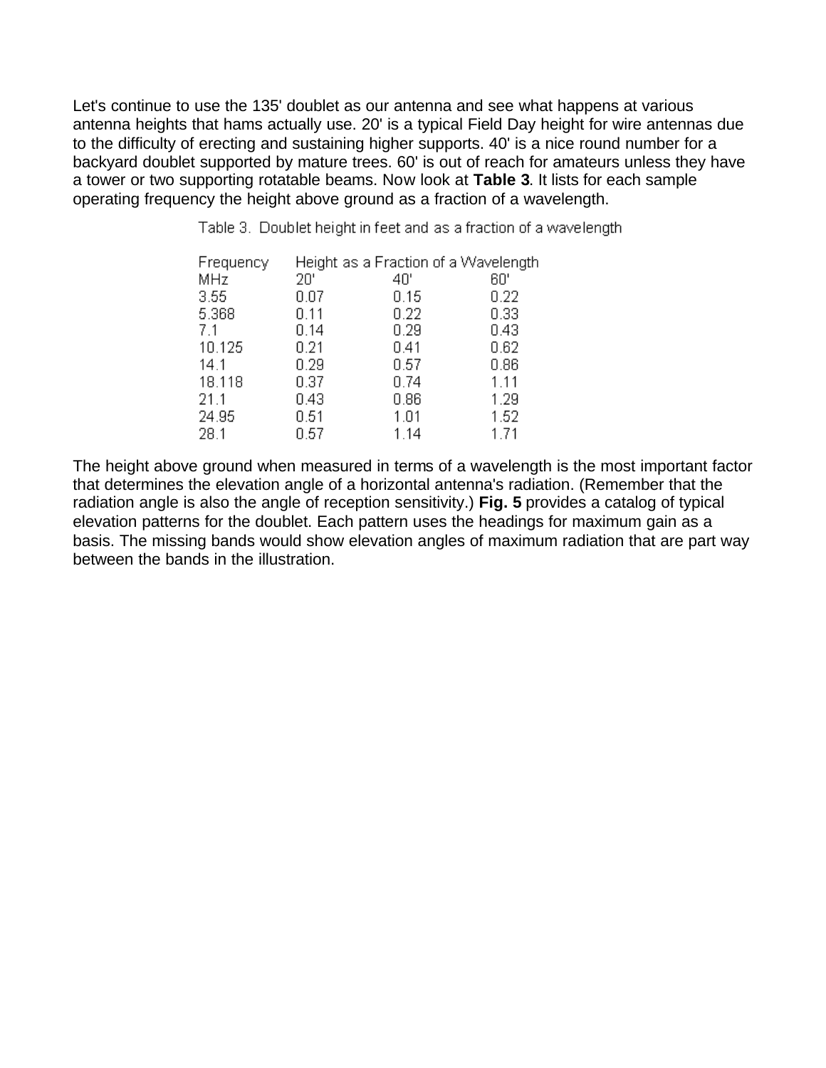Let's continue to use the 135' doublet as our antenna and see what happens at various antenna heights that hams actually use. 20' is a typical Field Day height for wire antennas due to the difficulty of erecting and sustaining higher supports. 40' is a nice round number for a backyard doublet supported by mature trees. 60' is out of reach for amateurs unless they have a tower or two supporting rotatable beams. Now look at **Table 3**. It lists for each sample operating frequency the height above ground as a fraction of a wavelength.

Table 3. Doublet height in feet and as a fraction of a wavelength

| Frequency | Height as a Fraction of a Wavelength | | |
|---|---|---|---|
| MHz | 20' | 40' | 60' |
| 3.55 | 0.07 | 0.15 | 0.22 |
| 5.368 | 0.11 | 0.22 | 0.33 |
| 7.1 | 0.14 | 0.29 | 0.43 |
| 10.125 | 0.21 | 0.41 | 0.62 |
| 14.1 | 0.29 | 0.57 | 0.86 |
| 18.118 | 0.37 | 0.74 | 1.11 |
| 21.1 | 0.43 | 0.86 | 1.29 |
| 24.95 | 0.51 | 1.01 | 1.52 |
| 28.1 | 0.57 | 1.14 | 1.71 |

The height above ground when measured in terms of a wavelength is the most important factor that determines the elevation angle of a horizontal antenna's radiation. (Remember that the radiation angle is also the angle of reception sensitivity.) **Fig. 5** provides a catalog of typical elevation patterns for the doublet. Each pattern uses the headings for maximum gain as a basis. The missing bands would show elevation angles of maximum radiation that are part way between the bands in the illustration.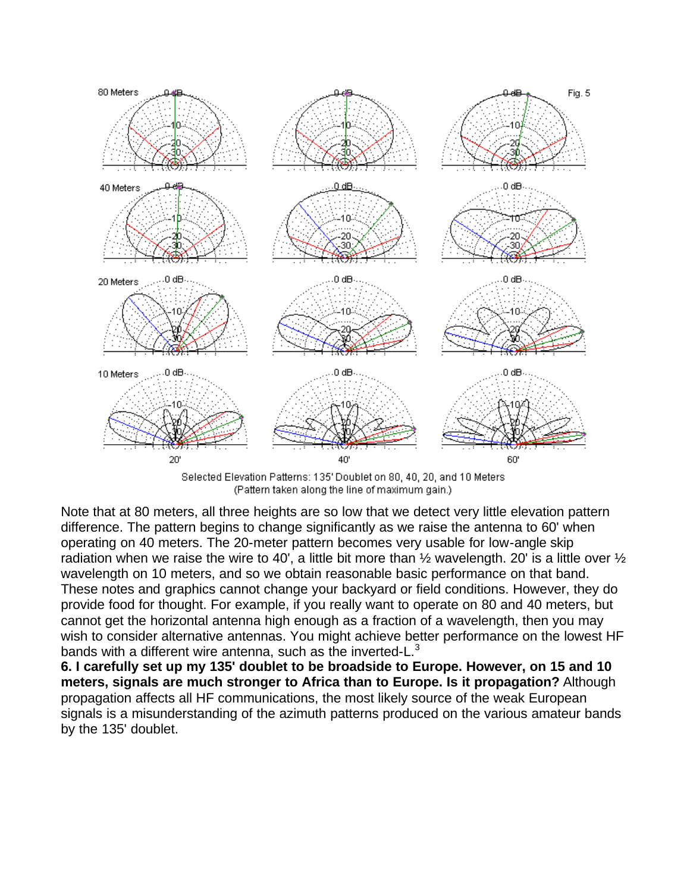Selected Elevation Patterns: 135' Doublet on 80, 40, 20, and 10 Meters
(Pattern taken along the line of maximum gain.)

Note that at 80 meters, all three heights are so low that we detect very little elevation pattern difference. The pattern begins to change significantly as we raise the antenna to 60' when operating on 40 meters. The 20-meter pattern becomes very usable for low-angle skip radiation when we raise the wire to 40', a little bit more than ½ wavelength. 20' is a little over ½ wavelength on 10 meters, and so we obtain reasonable basic performance on that band. These notes and graphics cannot change your backyard or field conditions. However, they do provide food for thought. For example, if you really want to operate on 80 and 40 meters, but cannot get the horizontal antenna high enough as a fraction of a wavelength, then you may wish to consider alternative antennas. You might achieve better performance on the lowest HF bands with a different wire antenna, such as the inverted-L.[3]

**6. I carefully set up my 135' doublet to be broadside to Europe. However, on 15 and 10 meters, signals are much stronger to Africa than to Europe. Is it propagation?** Although propagation affects all HF communications, the most likely source of the weak European signals is a misunderstanding of the azimuth patterns produced on the various amateur bands by the 135' doublet.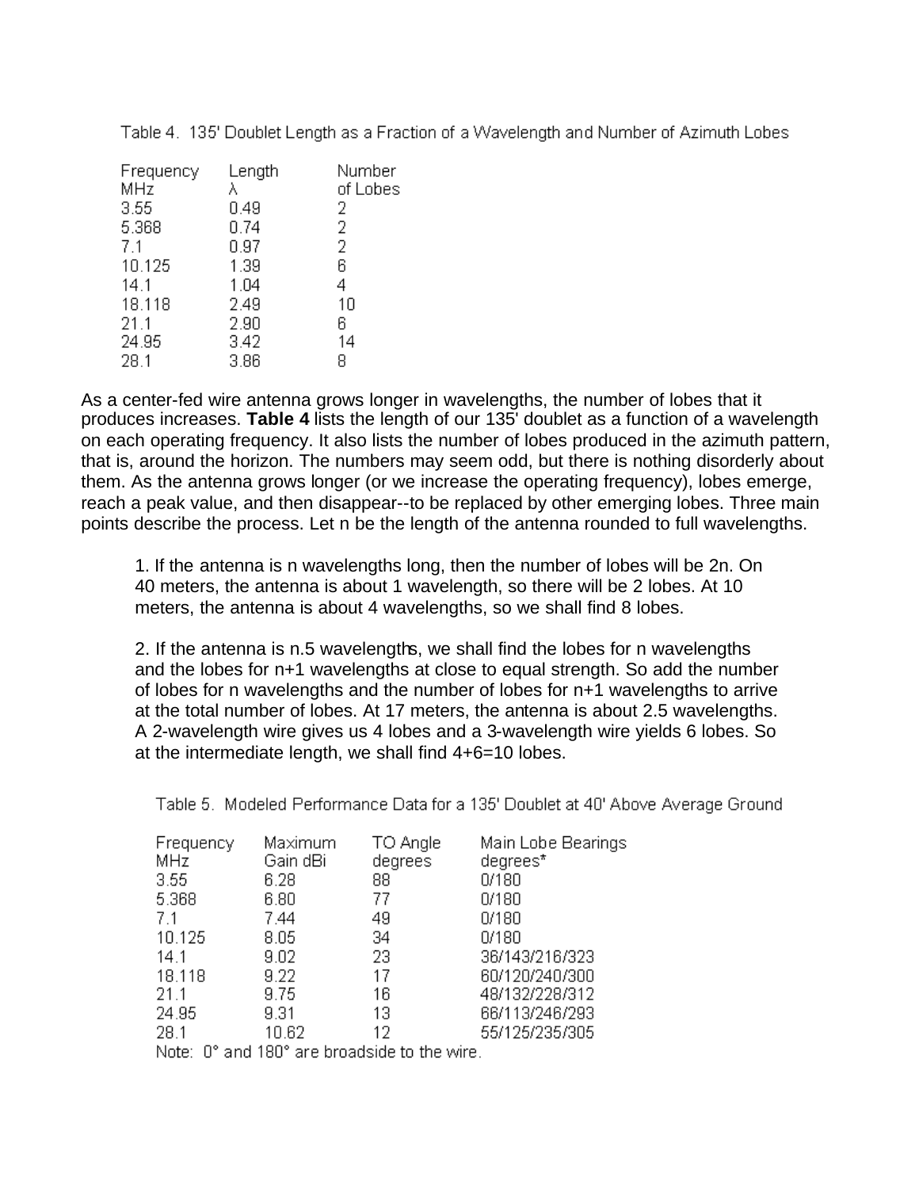Table 4. 135' Doublet Length as a Fraction of a Wavelength and Number of Azimuth Lobes

| Frequency MHz | Length λ | Number of Lobes |
|---|---|---|
| 3.55 | 0.49 | 2 |
| 5.368 | 0.74 | 2 |
| 7.1 | 0.97 | 2 |
| 10.125 | 1.39 | 6 |
| 14.1 | 1.04 | 4 |
| 18.118 | 2.49 | 10 |
| 21.1 | 2.90 | 6 |
| 24.95 | 3.42 | 14 |
| 28.1 | 3.86 | 8 |

As a center-fed wire antenna grows longer in wavelengths, the number of lobes that it produces increases. **Table 4** lists the length of our 135' doublet as a function of a wavelength on each operating frequency. It also lists the number of lobes produced in the azimuth pattern, that is, around the horizon. The numbers may seem odd, but there is nothing disorderly about them. As the antenna grows longer (or we increase the operating frequency), lobes emerge, reach a peak value, and then disappear--to be replaced by other emerging lobes. Three main points describe the process. Let n be the length of the antenna rounded to full wavelengths.

1. If the antenna is n wavelengths long, then the number of lobes will be 2n. On 40 meters, the antenna is about 1 wavelength, so there will be 2 lobes. At 10 meters, the antenna is about 4 wavelengths, so we shall find 8 lobes.

2. If the antenna is n.5 wavelengths, we shall find the lobes for n wavelengths and the lobes for n+1 wavelengths at close to equal strength. So add the number of lobes for n wavelengths and the number of lobes for n+1 wavelengths to arrive at the total number of lobes. At 17 meters, the antenna is about 2.5 wavelengths. A 2-wavelength wire gives us 4 lobes and a 3-wavelength wire yields 6 lobes. So at the intermediate length, we shall find 4+6=10 lobes.

Table 5. Modeled Performance Data for a 135' Doublet at 40' Above Average Ground

| Frequency MHz | Maximum Gain dBi | TO Angle degrees | Main Lobe Bearings degrees* |
|---|---|---|---|
| 3.55 | 6.28 | 88 | 0/180 |
| 5.368 | 6.80 | 77 | 0/180 |
| 7.1 | 7.44 | 49 | 0/180 |
| 10.125 | 8.05 | 34 | 0/180 |
| 14.1 | 9.02 | 23 | 36/143/216/323 |
| 18.118 | 9.22 | 17 | 60/120/240/300 |
| 21.1 | 9.75 | 16 | 48/132/228/312 |
| 24.95 | 9.31 | 13 | 66/113/246/293 |
| 28.1 | 10.62 | 12 | 55/125/235/305 |

Note: 0° and 180° are broadside to the wire.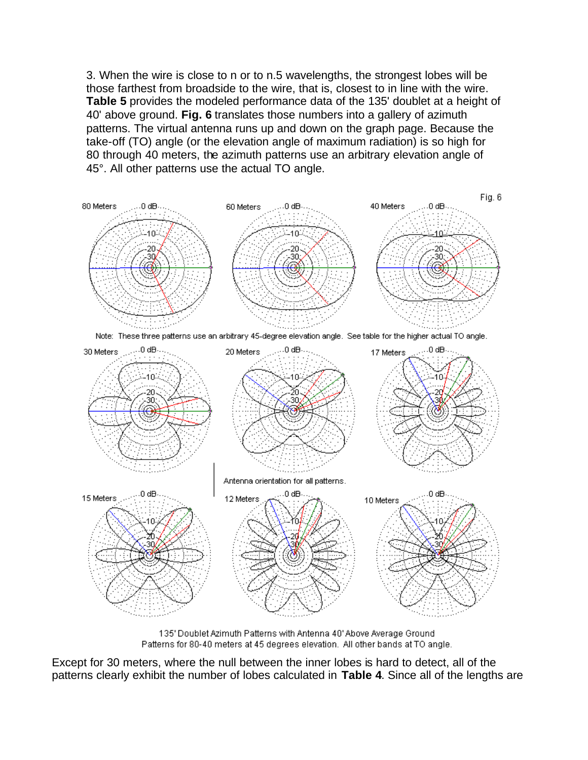3. When the wire is close to n or to n.5 wavelengths, the strongest lobes will be those farthest from broadside to the wire, that is, closest to in line with the wire. **Table 5** provides the modeled performance data of the 135' doublet at a height of 40' above ground. **Fig. 6** translates those numbers into a gallery of azimuth patterns. The virtual antenna runs up and down on the graph page. Because the take-off (TO) angle (or the elevation angle of maximum radiation) is so high for 80 through 40 meters, the azimuth patterns use an arbitrary elevation angle of 45°. All other patterns use the actual TO angle.

Fig. 6

Note: These three patterns use an arbitrary 45-degree elevation angle. See table for the higher actual TO angle.

Antenna orientation for all patterns.

135' Doublet Azimuth Patterns with Antenna 40' Above Average Ground
Patterns for 80-40 meters at 45 degrees elevation. All other bands at TO angle.

Except for 30 meters, where the null between the inner lobes is hard to detect, all of the patterns clearly exhibit the number of lobes calculated in **Table 4**. Since all of the lengths are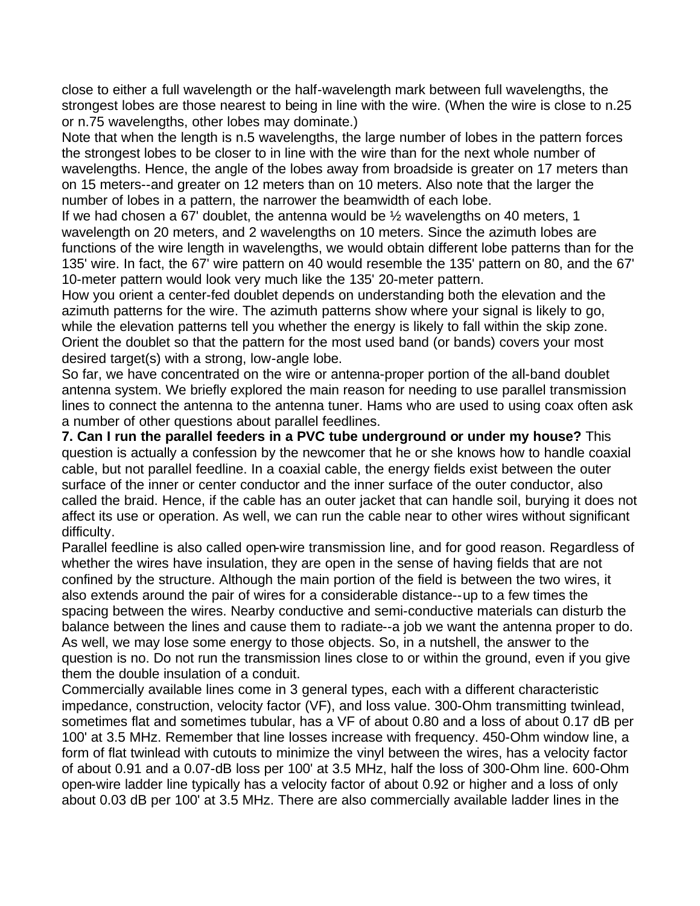close to either a full wavelength or the half-wavelength mark between full wavelengths, the strongest lobes are those nearest to being in line with the wire. (When the wire is close to n.25 or n.75 wavelengths, other lobes may dominate.)

Note that when the length is n.5 wavelengths, the large number of lobes in the pattern forces the strongest lobes to be closer to in line with the wire than for the next whole number of wavelengths. Hence, the angle of the lobes away from broadside is greater on 17 meters than on 15 meters--and greater on 12 meters than on 10 meters. Also note that the larger the number of lobes in a pattern, the narrower the beamwidth of each lobe.

If we had chosen a 67' doublet, the antenna would be ½ wavelengths on 40 meters, 1 wavelength on 20 meters, and 2 wavelengths on 10 meters. Since the azimuth lobes are functions of the wire length in wavelengths, we would obtain different lobe patterns than for the 135' wire. In fact, the 67' wire pattern on 40 would resemble the 135' pattern on 80, and the 67' 10-meter pattern would look very much like the 135' 20-meter pattern.

How you orient a center-fed doublet depends on understanding both the elevation and the azimuth patterns for the wire. The azimuth patterns show where your signal is likely to go, while the elevation patterns tell you whether the energy is likely to fall within the skip zone. Orient the doublet so that the pattern for the most used band (or bands) covers your most desired target(s) with a strong, low-angle lobe.

So far, we have concentrated on the wire or antenna-proper portion of the all-band doublet antenna system. We briefly explored the main reason for needing to use parallel transmission lines to connect the antenna to the antenna tuner. Hams who are used to using coax often ask a number of other questions about parallel feedlines.

**7. Can I run the parallel feeders in a PVC tube underground or under my house?** This question is actually a confession by the newcomer that he or she knows how to handle coaxial cable, but not parallel feedline. In a coaxial cable, the energy fields exist between the outer surface of the inner or center conductor and the inner surface of the outer conductor, also called the braid. Hence, if the cable has an outer jacket that can handle soil, burying it does not affect its use or operation. As well, we can run the cable near to other wires without significant difficulty.

Parallel feedline is also called open-wire transmission line, and for good reason. Regardless of whether the wires have insulation, they are open in the sense of having fields that are not confined by the structure. Although the main portion of the field is between the two wires, it also extends around the pair of wires for a considerable distance--up to a few times the spacing between the wires. Nearby conductive and semi-conductive materials can disturb the balance between the lines and cause them to radiate--a job we want the antenna proper to do. As well, we may lose some energy to those objects. So, in a nutshell, the answer to the question is no. Do not run the transmission lines close to or within the ground, even if you give them the double insulation of a conduit.

Commercially available lines come in 3 general types, each with a different characteristic impedance, construction, velocity factor (VF), and loss value. 300-Ohm transmitting twinlead, sometimes flat and sometimes tubular, has a VF of about 0.80 and a loss of about 0.17 dB per 100' at 3.5 MHz. Remember that line losses increase with frequency. 450-Ohm window line, a form of flat twinlead with cutouts to minimize the vinyl between the wires, has a velocity factor of about 0.91 and a 0.07-dB loss per 100' at 3.5 MHz, half the loss of 300-Ohm line. 600-Ohm open-wire ladder line typically has a velocity factor of about 0.92 or higher and a loss of only about 0.03 dB per 100' at 3.5 MHz. There are also commercially available ladder lines in the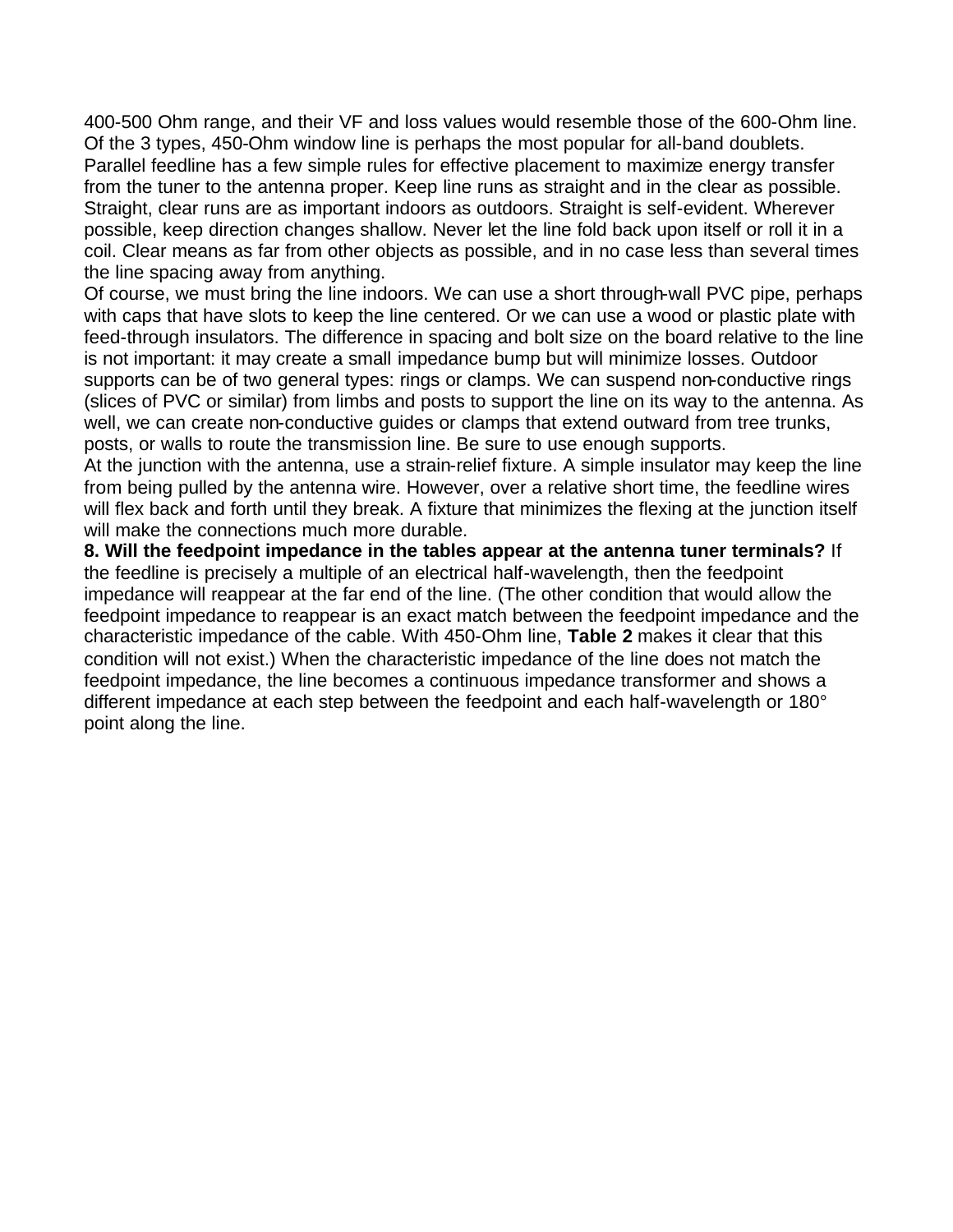400-500 Ohm range, and their VF and loss values would resemble those of the 600-Ohm line. Of the 3 types, 450-Ohm window line is perhaps the most popular for all-band doublets.

Parallel feedline has a few simple rules for effective placement to maximize energy transfer from the tuner to the antenna proper. Keep line runs as straight and in the clear as possible. Straight, clear runs are as important indoors as outdoors. Straight is self-evident. Wherever possible, keep direction changes shallow. Never let the line fold back upon itself or roll it in a coil. Clear means as far from other objects as possible, and in no case less than several times the line spacing away from anything.

Of course, we must bring the line indoors. We can use a short through-wall PVC pipe, perhaps with caps that have slots to keep the line centered. Or we can use a wood or plastic plate with feed-through insulators. The difference in spacing and bolt size on the board relative to the line is not important: it may create a small impedance bump but will minimize losses. Outdoor supports can be of two general types: rings or clamps. We can suspend non-conductive rings (slices of PVC or similar) from limbs and posts to support the line on its way to the antenna. As well, we can create non-conductive guides or clamps that extend outward from tree trunks, posts, or walls to route the transmission line. Be sure to use enough supports.

At the junction with the antenna, use a strain-relief fixture. A simple insulator may keep the line from being pulled by the antenna wire. However, over a relative short time, the feedline wires will flex back and forth until they break. A fixture that minimizes the flexing at the junction itself will make the connections much more durable.

**8. Will the feedpoint impedance in the tables appear at the antenna tuner terminals?** If the feedline is precisely a multiple of an electrical half-wavelength, then the feedpoint impedance will reappear at the far end of the line. (The other condition that would allow the feedpoint impedance to reappear is an exact match between the feedpoint impedance and the characteristic impedance of the cable. With 450-Ohm line, **Table 2** makes it clear that this condition will not exist.) When the characteristic impedance of the line does not match the feedpoint impedance, the line becomes a continuous impedance transformer and shows a different impedance at each step between the feedpoint and each half-wavelength or 180° point along the line.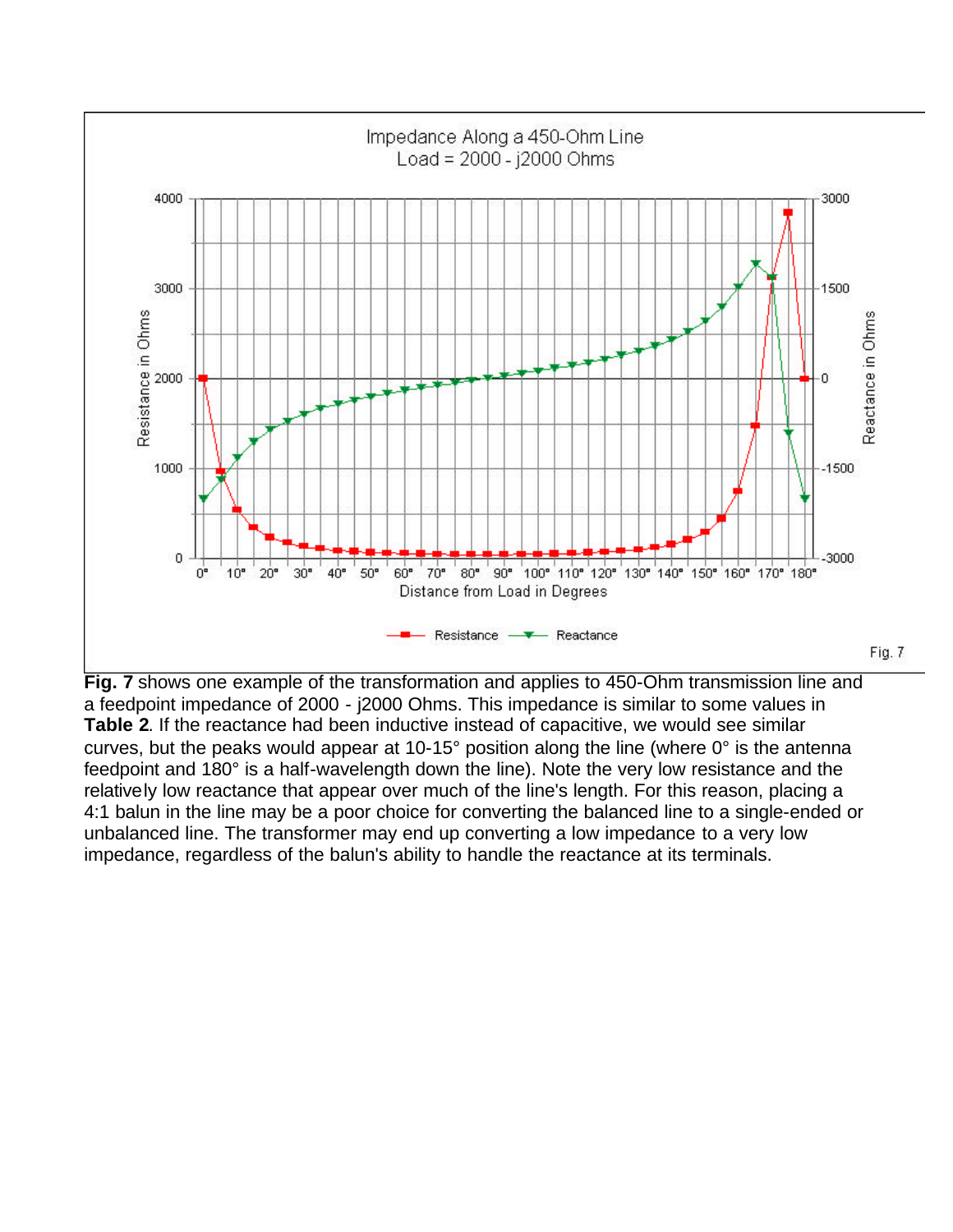**Fig. 7** shows one example of the transformation and applies to 450-Ohm transmission line and a feedpoint impedance of 2000 - j2000 Ohms. This impedance is similar to some values in **Table 2**. If the reactance had been inductive instead of capacitive, we would see similar curves, but the peaks would appear at 10-15° position along the line (where 0° is the antenna feedpoint and 180° is a half-wavelength down the line). Note the very low resistance and the relatively low reactance that appear over much of the line's length. For this reason, placing a 4:1 balun in the line may be a poor choice for converting the balanced line to a single-ended or unbalanced line. The transformer may end up converting a low impedance to a very low impedance, regardless of the balun's ability to handle the reactance at its terminals.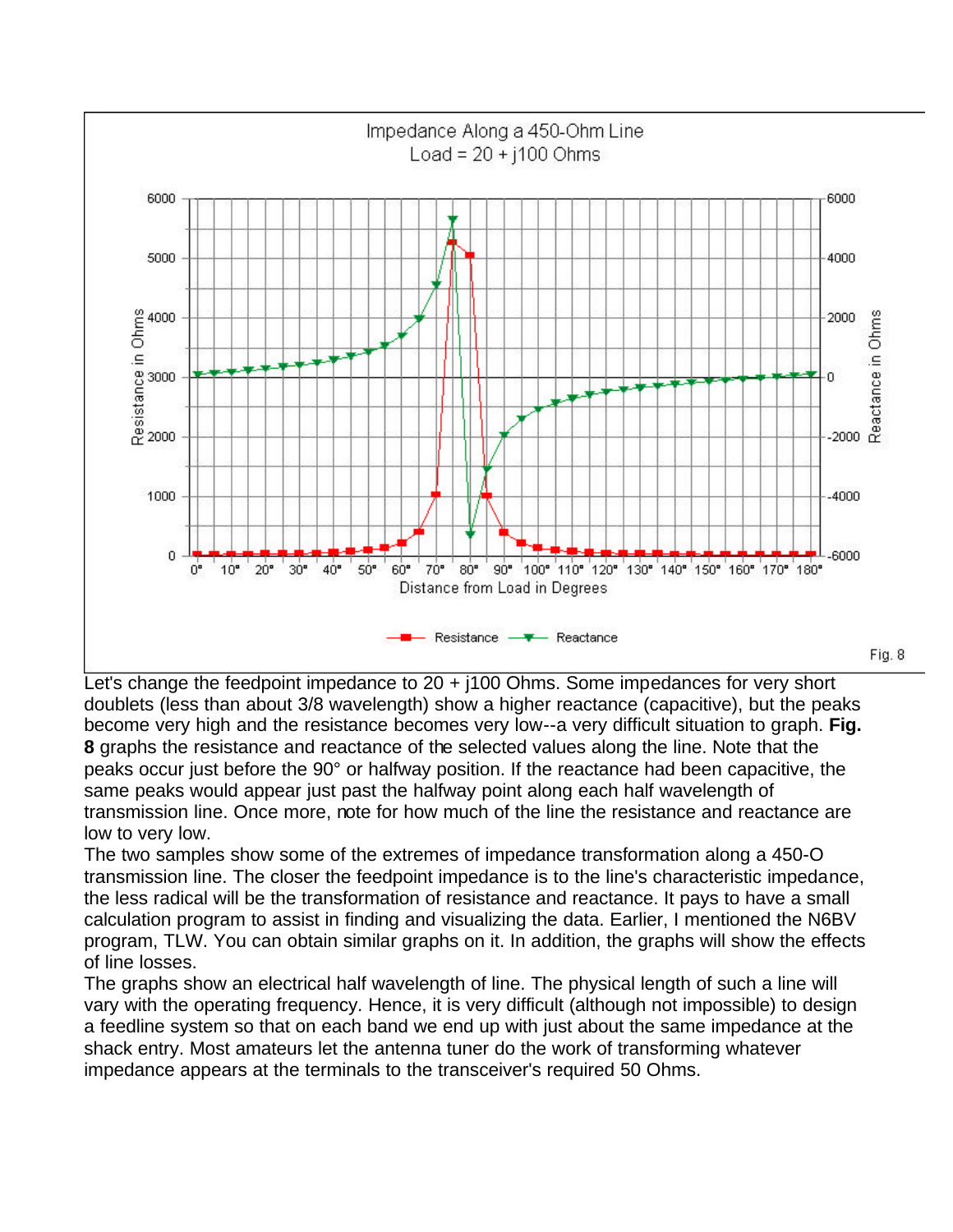Fig. 8

Let's change the feedpoint impedance to 20 + j100 Ohms. Some impedances for very short doublets (less than about 3/8 wavelength) show a higher reactance (capacitive), but the peaks become very high and the resistance becomes very low--a very difficult situation to graph. **Fig. 8** graphs the resistance and reactance of the selected values along the line. Note that the peaks occur just before the 90° or halfway position. If the reactance had been capacitive, the same peaks would appear just past the halfway point along each half wavelength of transmission line. Once more, note for how much of the line the resistance and reactance are low to very low.

The two samples show some of the extremes of impedance transformation along a 450-O transmission line. The closer the feedpoint impedance is to the line's characteristic impedance, the less radical will be the transformation of resistance and reactance. It pays to have a small calculation program to assist in finding and visualizing the data. Earlier, I mentioned the N6BV program, TLW. You can obtain similar graphs on it. In addition, the graphs will show the effects of line losses.

The graphs show an electrical half wavelength of line. The physical length of such a line will vary with the operating frequency. Hence, it is very difficult (although not impossible) to design a feedline system so that on each band we end up with just about the same impedance at the shack entry. Most amateurs let the antenna tuner do the work of transforming whatever impedance appears at the terminals to the transceiver's required 50 Ohms.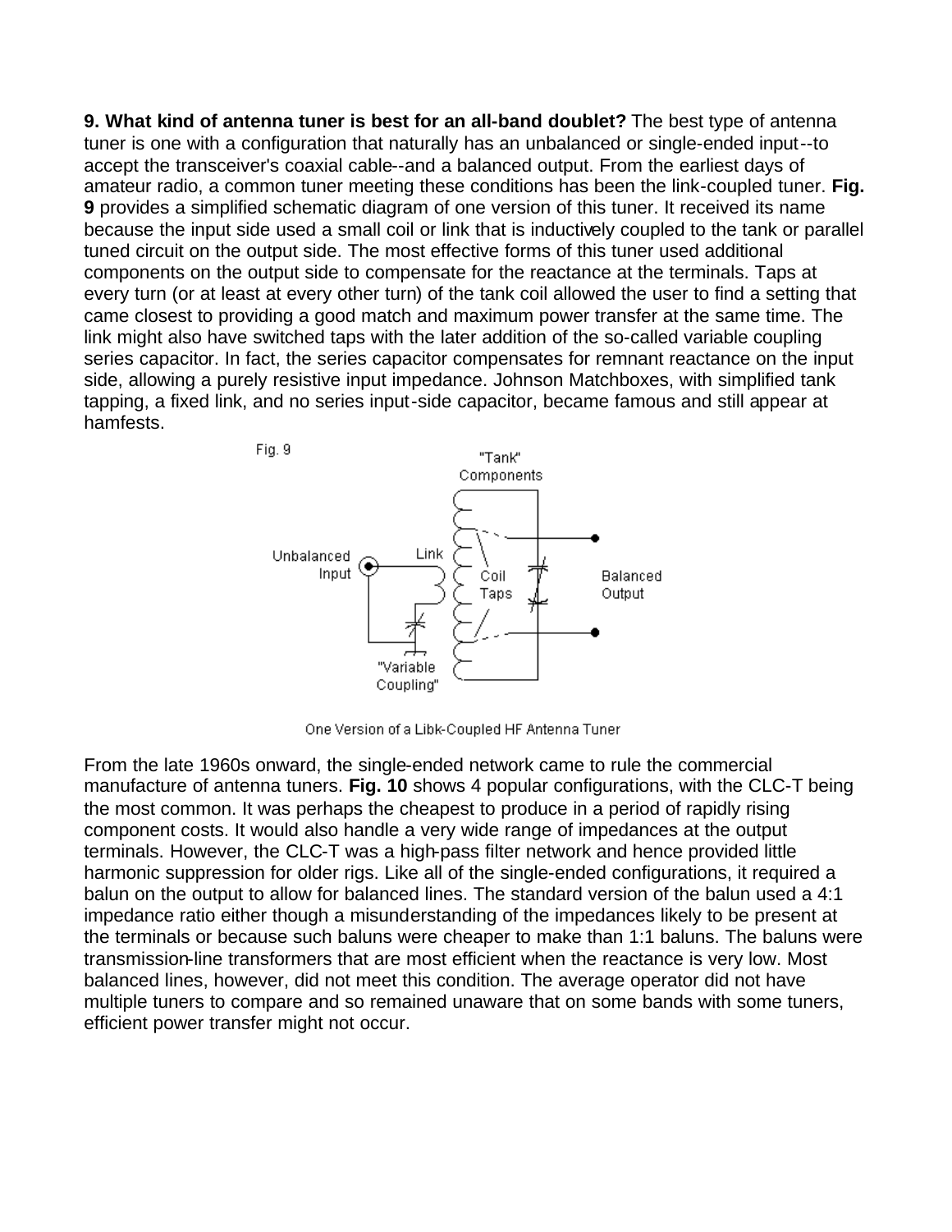**9. What kind of antenna tuner is best for an all-band doublet?** The best type of antenna tuner is one with a configuration that naturally has an unbalanced or single-ended input--to accept the transceiver's coaxial cable--and a balanced output. From the earliest days of amateur radio, a common tuner meeting these conditions has been the link-coupled tuner. **Fig. 9** provides a simplified schematic diagram of one version of this tuner. It received its name because the input side used a small coil or link that is inductively coupled to the tank or parallel tuned circuit on the output side. The most effective forms of this tuner used additional components on the output side to compensate for the reactance at the terminals. Taps at every turn (or at least at every other turn) of the tank coil allowed the user to find a setting that came closest to providing a good match and maximum power transfer at the same time. The link might also have switched taps with the later addition of the so-called variable coupling series capacitor. In fact, the series capacitor compensates for remnant reactance on the input side, allowing a purely resistive input impedance. Johnson Matchboxes, with simplified tank tapping, a fixed link, and no series input-side capacitor, became famous and still appear at hamfests.

Fig. 9

One Version of a Libk-Coupled HF Antenna Tuner

From the late 1960s onward, the single-ended network came to rule the commercial manufacture of antenna tuners. **Fig. 10** shows 4 popular configurations, with the CLC-T being the most common. It was perhaps the cheapest to produce in a period of rapidly rising component costs. It would also handle a very wide range of impedances at the output terminals. However, the CLC-T was a high-pass filter network and hence provided little harmonic suppression for older rigs. Like all of the single-ended configurations, it required a balun on the output to allow for balanced lines. The standard version of the balun used a 4:1 impedance ratio either though a misunderstanding of the impedances likely to be present at the terminals or because such baluns were cheaper to make than 1:1 baluns. The baluns were transmission-line transformers that are most efficient when the reactance is very low. Most balanced lines, however, did not meet this condition. The average operator did not have multiple tuners to compare and so remained unaware that on some bands with some tuners, efficient power transfer might not occur.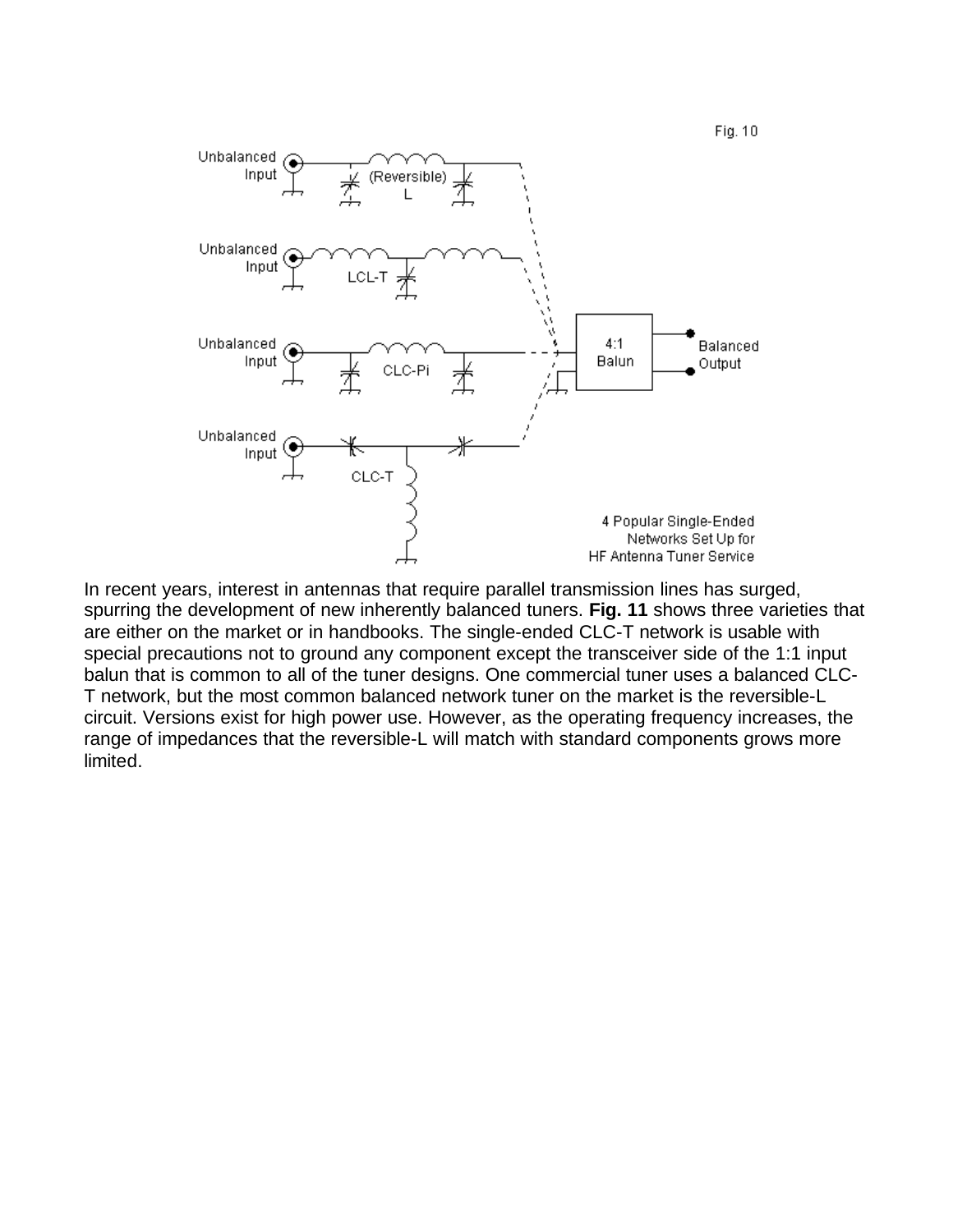Fig. 10

Unbalanced Input — (Reversible) L

Unbalanced Input — LCL-T

Unbalanced Input — CLC-Pi

Unbalanced Input — CLC-T

4:1 Balun — Balanced Output

4 Popular Single-Ended Networks Set Up for HF Antenna Tuner Service

In recent years, interest in antennas that require parallel transmission lines has surged, spurring the development of new inherently balanced tuners. **Fig. 11** shows three varieties that are either on the market or in handbooks. The single-ended CLC-T network is usable with special precautions not to ground any component except the transceiver side of the 1:1 input balun that is common to all of the tuner designs. One commercial tuner uses a balanced CLC-T network, but the most common balanced network tuner on the market is the reversible-L circuit. Versions exist for high power use. However, as the operating frequency increases, the range of impedances that the reversible-L will match with standard components grows more limited.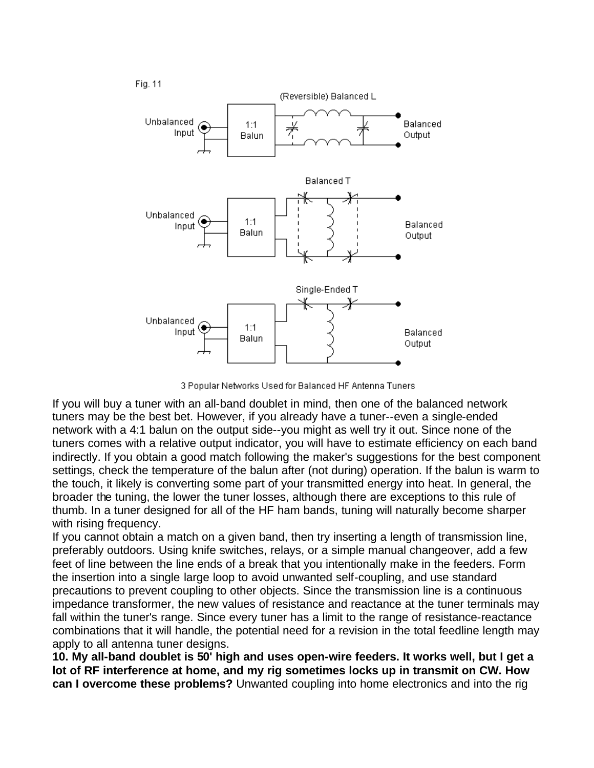Fig. 11

(Reversible) Balanced L

Unbalanced Input — 1:1 Balun — Balanced Output

Balanced T

Unbalanced Input — 1:1 Balun — Balanced Output

Single-Ended T

Unbalanced Input — 1:1 Balun — Balanced Output

3 Popular Networks Used for Balanced HF Antenna Tuners

If you will buy a tuner with an all-band doublet in mind, then one of the balanced network tuners may be the best bet. However, if you already have a tuner--even a single-ended network with a 4:1 balun on the output side--you might as well try it out. Since none of the tuners comes with a relative output indicator, you will have to estimate efficiency on each band indirectly. If you obtain a good match following the maker's suggestions for the best component settings, check the temperature of the balun after (not during) operation. If the balun is warm to the touch, it likely is converting some part of your transmitted energy into heat. In general, the broader the tuning, the lower the tuner losses, although there are exceptions to this rule of thumb. In a tuner designed for all of the HF ham bands, tuning will naturally become sharper with rising frequency.

If you cannot obtain a match on a given band, then try inserting a length of transmission line, preferably outdoors. Using knife switches, relays, or a simple manual changeover, add a few feet of line between the line ends of a break that you intentionally make in the feeders. Form the insertion into a single large loop to avoid unwanted self-coupling, and use standard precautions to prevent coupling to other objects. Since the transmission line is a continuous impedance transformer, the new values of resistance and reactance at the tuner terminals may fall within the tuner's range. Since every tuner has a limit to the range of resistance-reactance combinations that it will handle, the potential need for a revision in the total feedline length may apply to all antenna tuner designs.

**10. My all-band doublet is 50' high and uses open-wire feeders. It works well, but I get a lot of RF interference at home, and my rig sometimes locks up in transmit on CW. How can I overcome these problems?** Unwanted coupling into home electronics and into the rig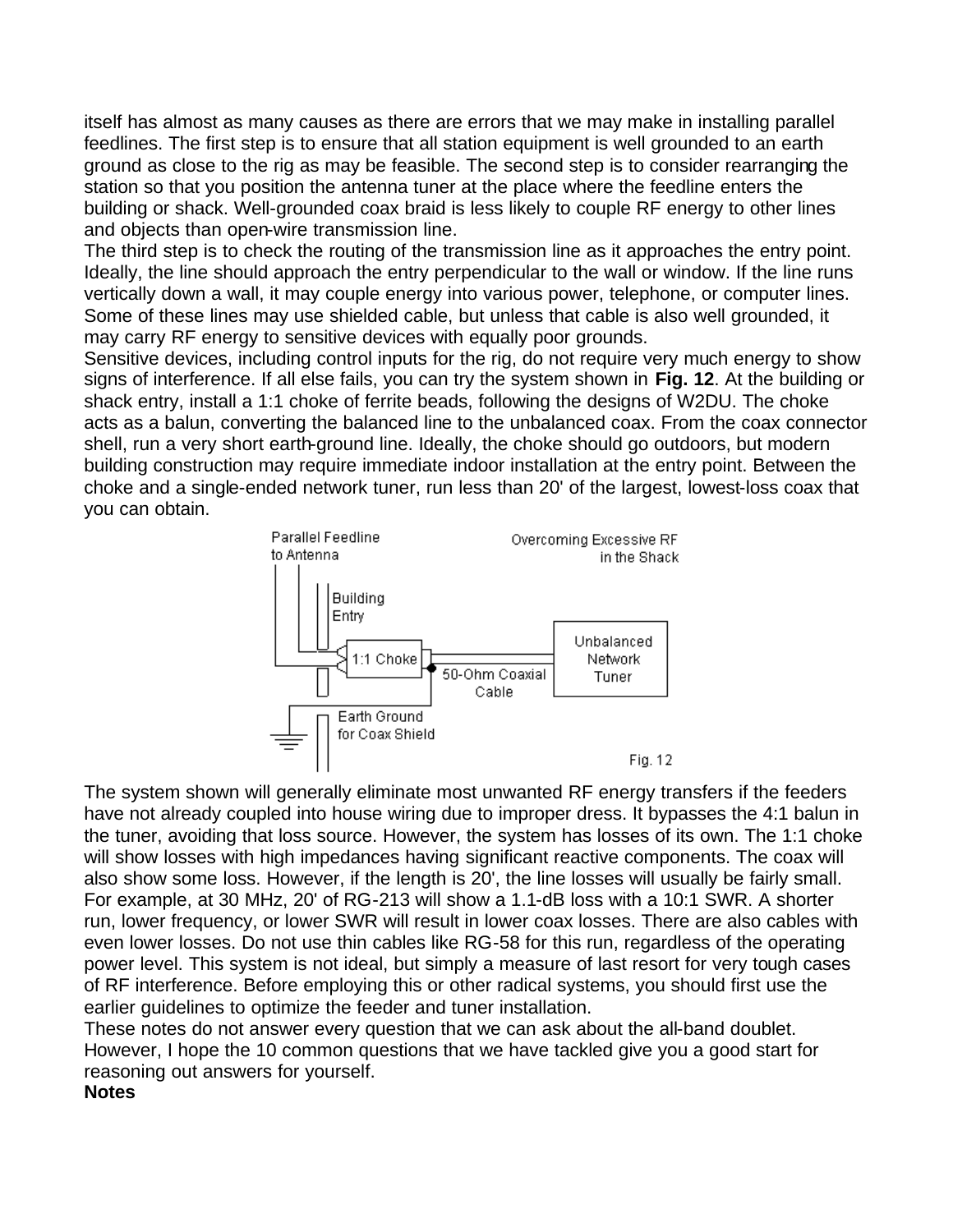itself has almost as many causes as there are errors that we may make in installing parallel feedlines. The first step is to ensure that all station equipment is well grounded to an earth ground as close to the rig as may be feasible. The second step is to consider rearranging the station so that you position the antenna tuner at the place where the feedline enters the building or shack. Well-grounded coax braid is less likely to couple RF energy to other lines and objects than open-wire transmission line.

The third step is to check the routing of the transmission line as it approaches the entry point. Ideally, the line should approach the entry perpendicular to the wall or window. If the line runs vertically down a wall, it may couple energy into various power, telephone, or computer lines. Some of these lines may use shielded cable, but unless that cable is also well grounded, it may carry RF energy to sensitive devices with equally poor grounds.

Sensitive devices, including control inputs for the rig, do not require very much energy to show signs of interference. If all else fails, you can try the system shown in **Fig. 12**. At the building or shack entry, install a 1:1 choke of ferrite beads, following the designs of W2DU. The choke acts as a balun, converting the balanced line to the unbalanced coax. From the coax connector shell, run a very short earth-ground line. Ideally, the choke should go outdoors, but modern building construction may require immediate indoor installation at the entry point. Between the choke and a single-ended network tuner, run less than 20' of the largest, lowest-loss coax that you can obtain.

Parallel Feedline to Antenna — Overcoming Excessive RF in the Shack — Building Entry — 1:1 Choke — 50-Ohm Coaxial Cable — Unbalanced Network Tuner — Earth Ground for Coax Shield

Fig. 12

The system shown will generally eliminate most unwanted RF energy transfers if the feeders have not already coupled into house wiring due to improper dress. It bypasses the 4:1 balun in the tuner, avoiding that loss source. However, the system has losses of its own. The 1:1 choke will show losses with high impedances having significant reactive components. The coax will also show some loss. However, if the length is 20', the line losses will usually be fairly small. For example, at 30 MHz, 20' of RG-213 will show a 1.1-dB loss with a 10:1 SWR. A shorter run, lower frequency, or lower SWR will result in lower coax losses. There are also cables with even lower losses. Do not use thin cables like RG-58 for this run, regardless of the operating power level. This system is not ideal, but simply a measure of last resort for very tough cases of RF interference. Before employing this or other radical systems, you should first use the earlier guidelines to optimize the feeder and tuner installation.

These notes do not answer every question that we can ask about the all-band doublet. However, I hope the 10 common questions that we have tackled give you a good start for reasoning out answers for yourself.

**Notes**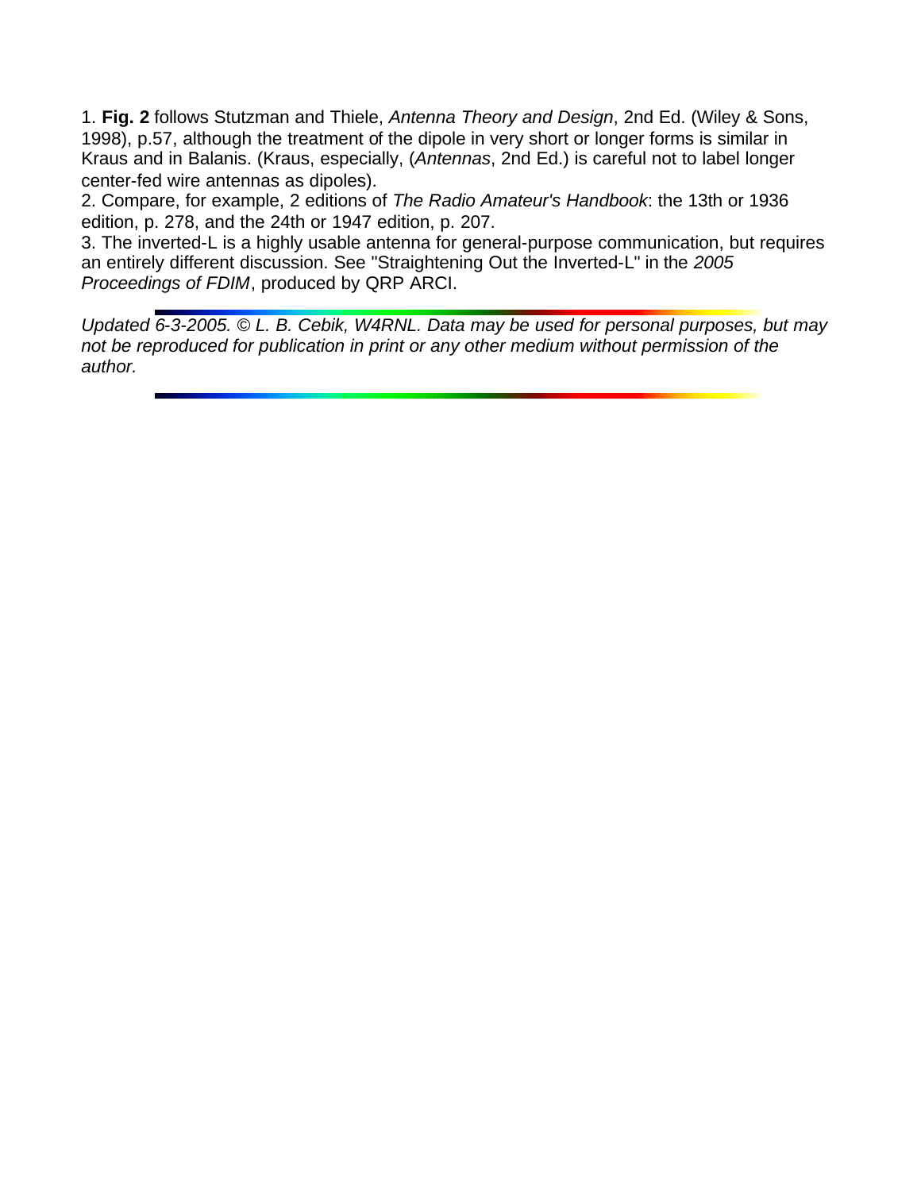1. **Fig. 2** follows Stutzman and Thiele, *Antenna Theory and Design*, 2nd Ed. (Wiley & Sons, 1998), p.57, although the treatment of the dipole in very short or longer forms is similar in Kraus and in Balanis. (Kraus, especially, (*Antennas*, 2nd Ed.) is careful not to label longer center-fed wire antennas as dipoles).
2. Compare, for example, 2 editions of *The Radio Amateur's Handbook*: the 13th or 1936 edition, p. 278, and the 24th or 1947 edition, p. 207.
3. The inverted-L is a highly usable antenna for general-purpose communication, but requires an entirely different discussion. See "Straightening Out the Inverted-L" in the *2005 Proceedings of FDIM*, produced by QRP ARCI.

---

*Updated 6-3-2005. © L. B. Cebik, W4RNL. Data may be used for personal purposes, but may not be reproduced for publication in print or any other medium without permission of the author.*

---